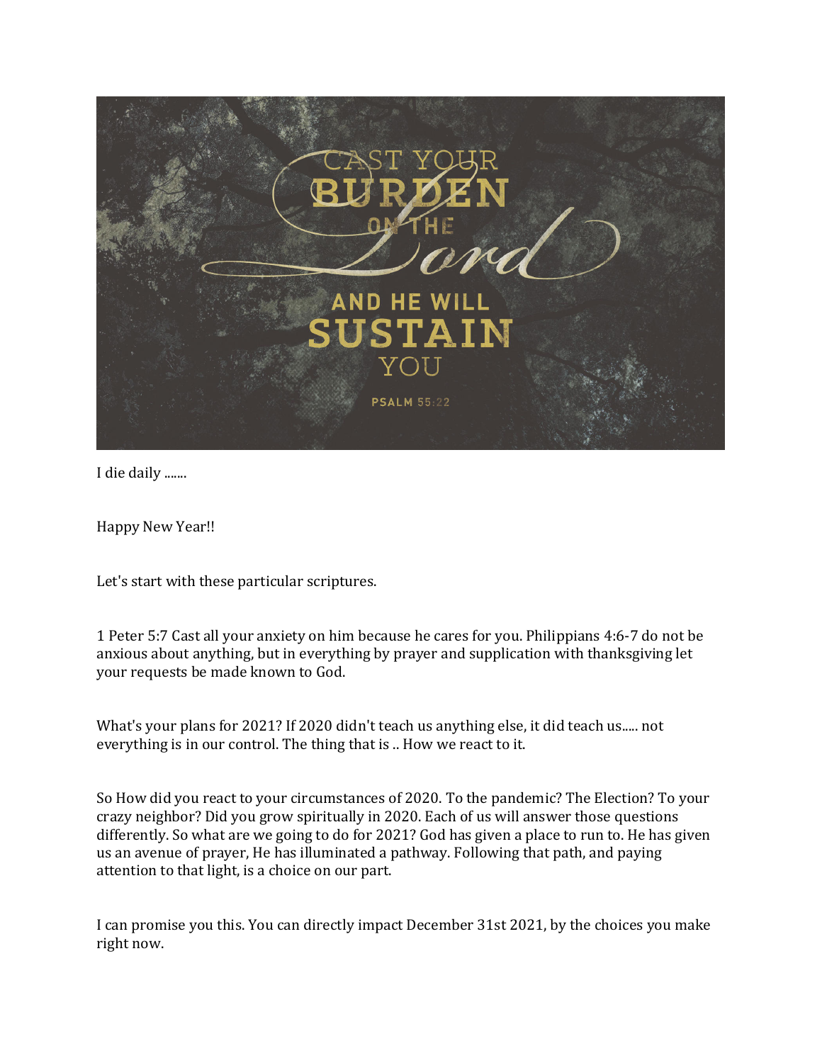CAST YOUR BURDEN ON THE Lord AND HE WILL SUSTAIN YOU

PSALM 55:22

I die daily .......

Happy New Year!!

Let's start with these particular scriptures.

1 Peter 5:7 Cast all your anxiety on him because he cares for you. Philippians 4:6-7 do not be anxious about anything, but in everything by prayer and supplication with thanksgiving let your requests be made known to God.

What's your plans for 2021? If 2020 didn't teach us anything else, it did teach us..... not everything is in our control. The thing that is .. How we react to it.

So How did you react to your circumstances of 2020. To the pandemic? The Election? To your crazy neighbor? Did you grow spiritually in 2020. Each of us will answer those questions differently. So what are we going to do for 2021? God has given a place to run to. He has given us an avenue of prayer, He has illuminated a pathway. Following that path, and paying attention to that light, is a choice on our part.

I can promise you this. You can directly impact December 31st 2021, by the choices you make right now.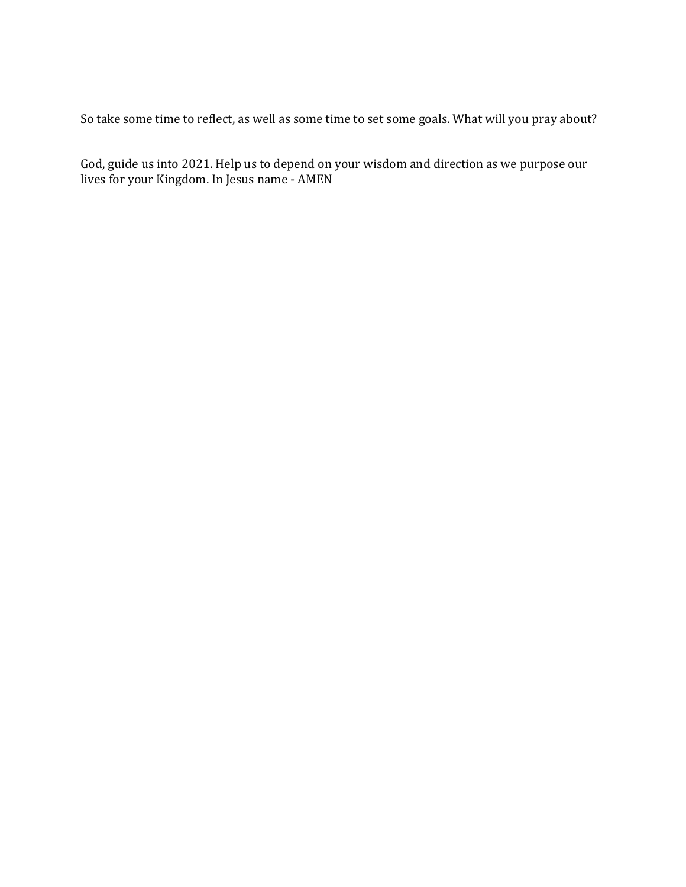So take some time to reflect, as well as some time to set some goals. What will you pray about?

God, guide us into 2021. Help us to depend on your wisdom and direction as we purpose our lives for your Kingdom. In Jesus name - AMEN